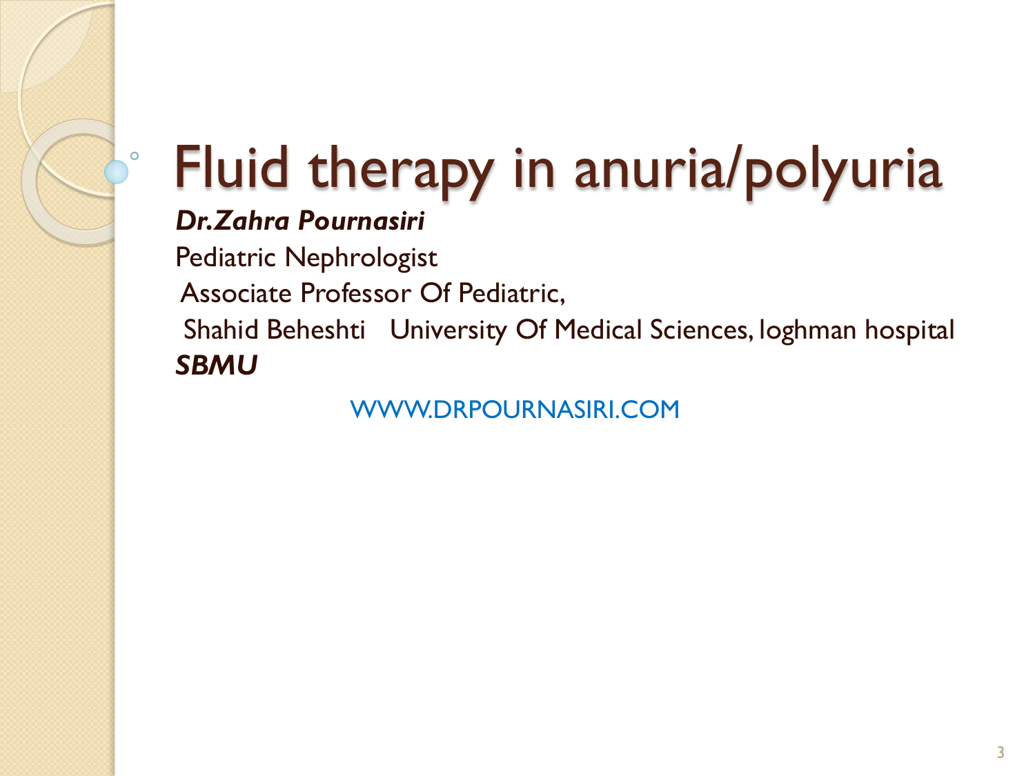# Fluid therapy in anuria/polyuria

***Dr.Zahra Pournasiri***

Pediatric Nephrologist

Associate Professor Of Pediatric,

Shahid Beheshti University Of Medical Sciences, loghman hospital

***SBMU***

WWW.DRPOURNASIRI.COM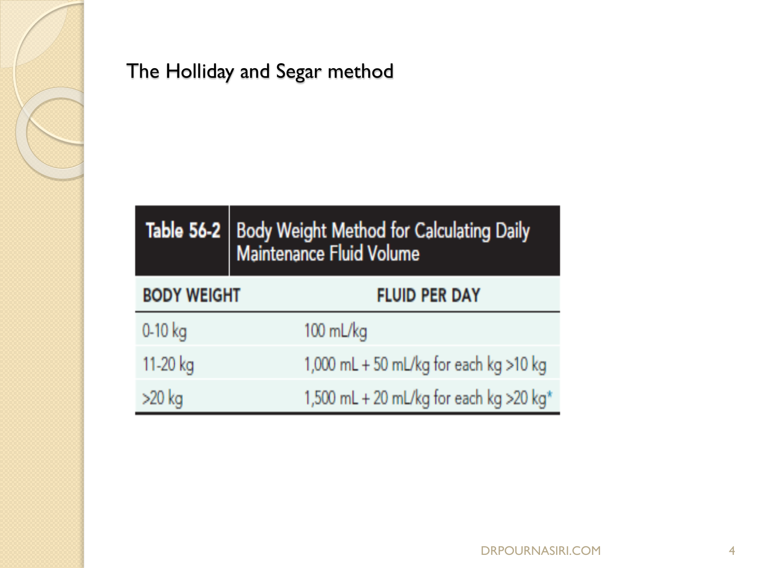## The Holliday and Segar method

**Table 56-2** Body Weight Method for Calculating Daily Maintenance Fluid Volume

| BODY WEIGHT | FLUID PER DAY |
|---|---|
| 0-10 kg | 100 mL/kg |
| 11-20 kg | 1,000 mL + 50 mL/kg for each kg >10 kg |
| >20 kg | 1,500 mL + 20 mL/kg for each kg >20 kg* |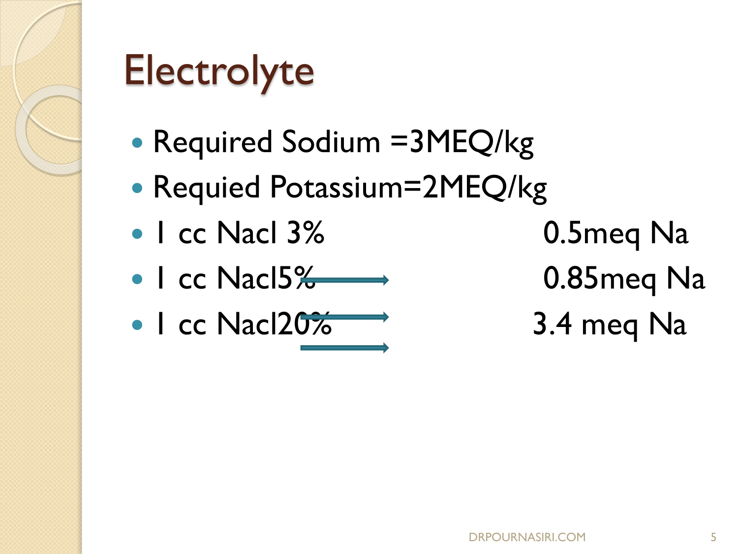# Electrolyte

- Required Sodium =3MEQ/kg
- Requied Potassium=2MEQ/kg
- 1 cc Nacl 3% → 0.5meq Na
- 1 cc Nacl5% → 0.85meq Na
- 1 cc Nacl20% → 3.4 meq Na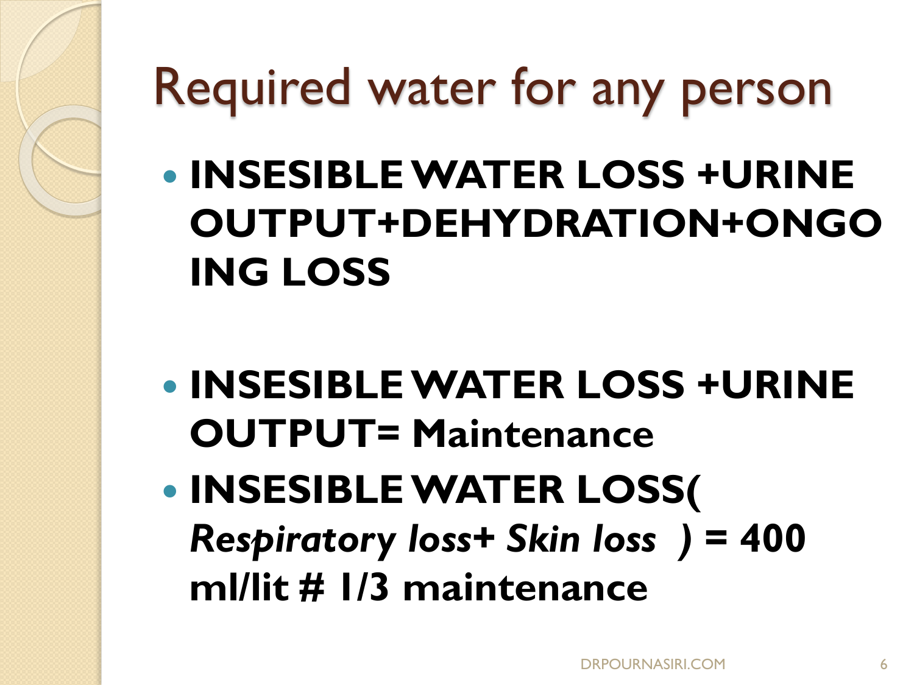# Required water for any person

- **INSESIBLE WATER LOSS +URINE OUTPUT+DEHYDRATION+ONGOING LOSS**

- **INSESIBLE WATER LOSS +URINE OUTPUT= Maintenance**
- **INSESIBLE WATER LOSS( *Respiratory loss+ Skin loss* ) = 400 ml/lit # 1/3 maintenance**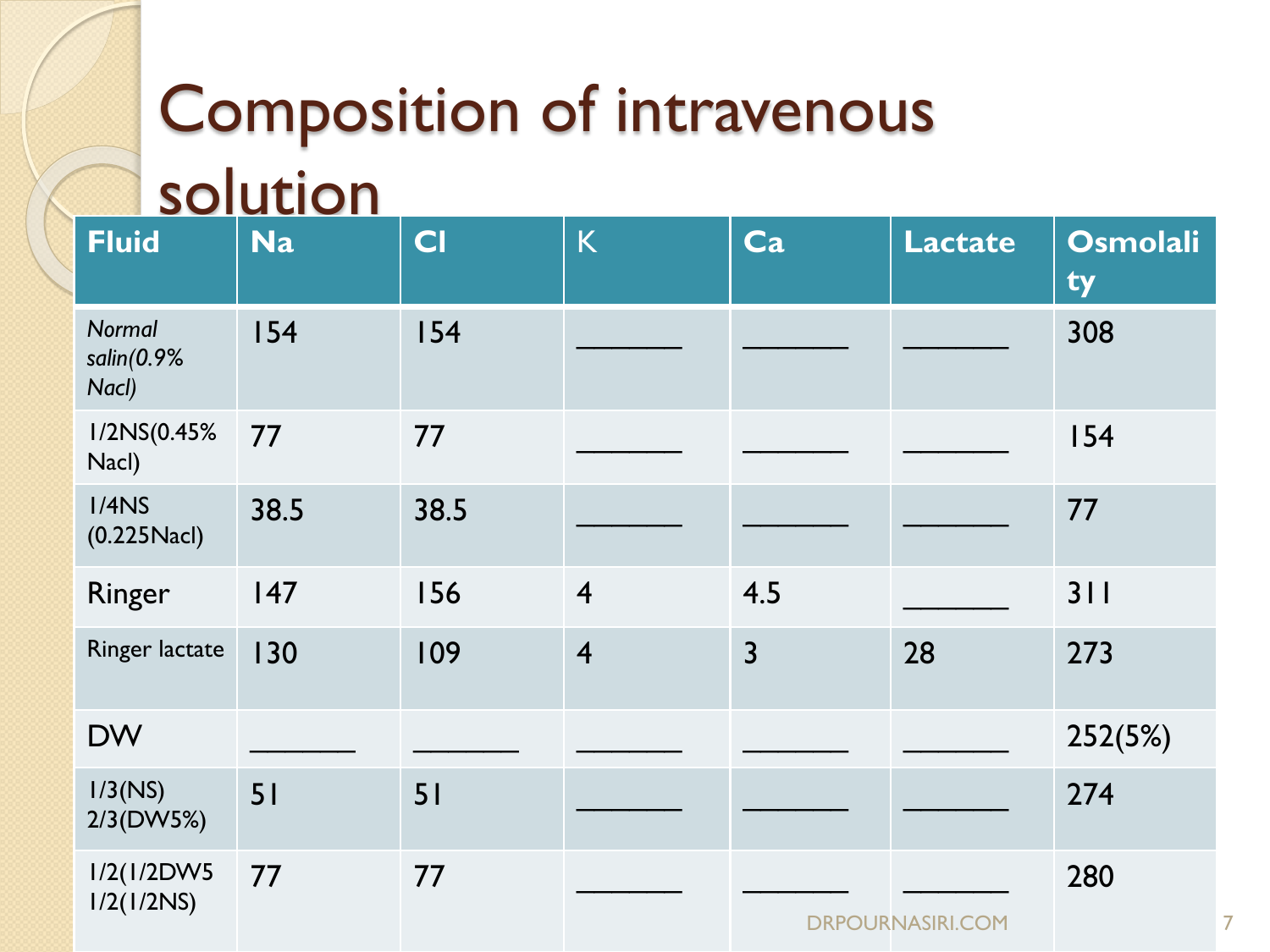# Composition of intravenous solution

| Fluid | Na | Cl | K | Ca | Lactate | Osmolality |
|---|---|---|---|---|---|---|
| *Normal salin(0.9% Nacl)* | 154 | 154 | _______ | _______ | _______ | 308 |
| 1/2NS(0.45% Nacl) | 77 | 77 | _______ | _______ | _______ | 154 |
| 1/4NS (0.225Nacl) | 38.5 | 38.5 | _______ | _______ | _______ | 77 |
| Ringer | 147 | 156 | 4 | 4.5 | _______ | 311 |
| Ringer lactate | 130 | 109 | 4 | 3 | 28 | 273 |
| DW | _______ | _______ | _______ | _______ | _______ | 252(5%) |
| 1/3(NS) 2/3(DW5%) | 51 | 51 | _______ | _______ | _______ | 274 |
| 1/2(1/2DW5 1/2(1/2NS) | 77 | 77 | _______ | _______ | _______ | 280 |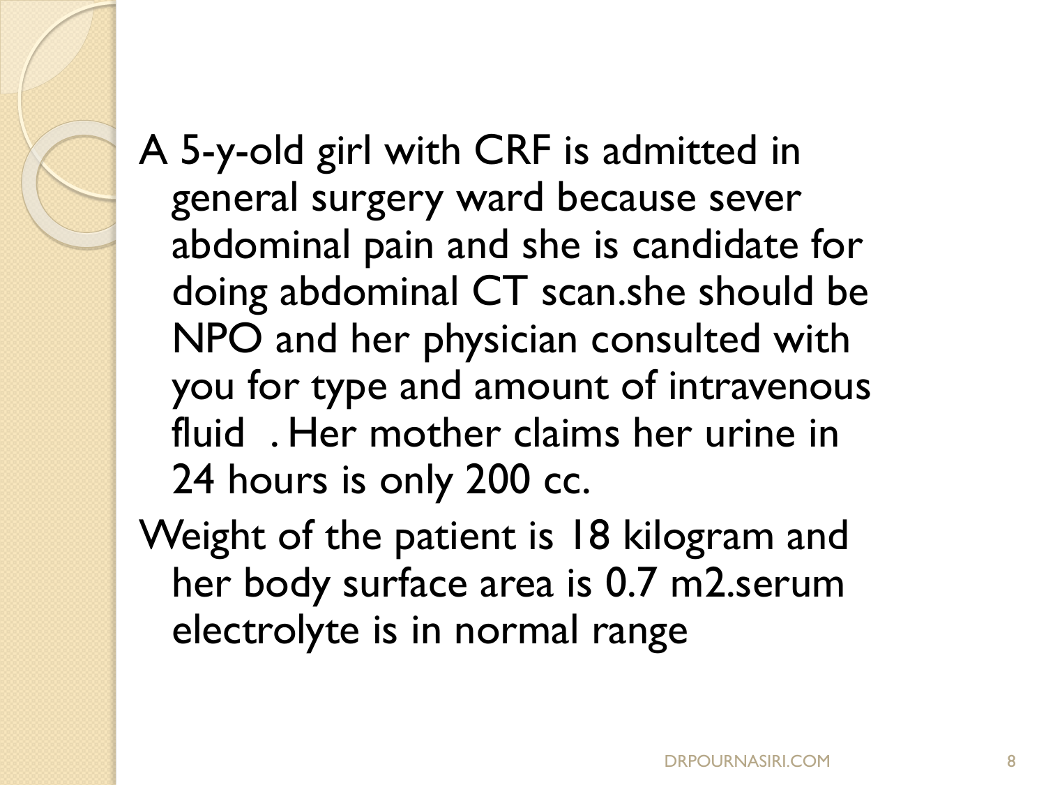A 5-y-old girl with CRF is admitted in general surgery ward because sever abdominal pain and she is candidate for doing abdominal CT scan.she should be NPO and her physician consulted with you for type and amount of intravenous fluid . Her mother claims her urine in 24 hours is only 200 cc.

Weight of the patient is 18 kilogram and her body surface area is 0.7 m2.serum electrolyte is in normal range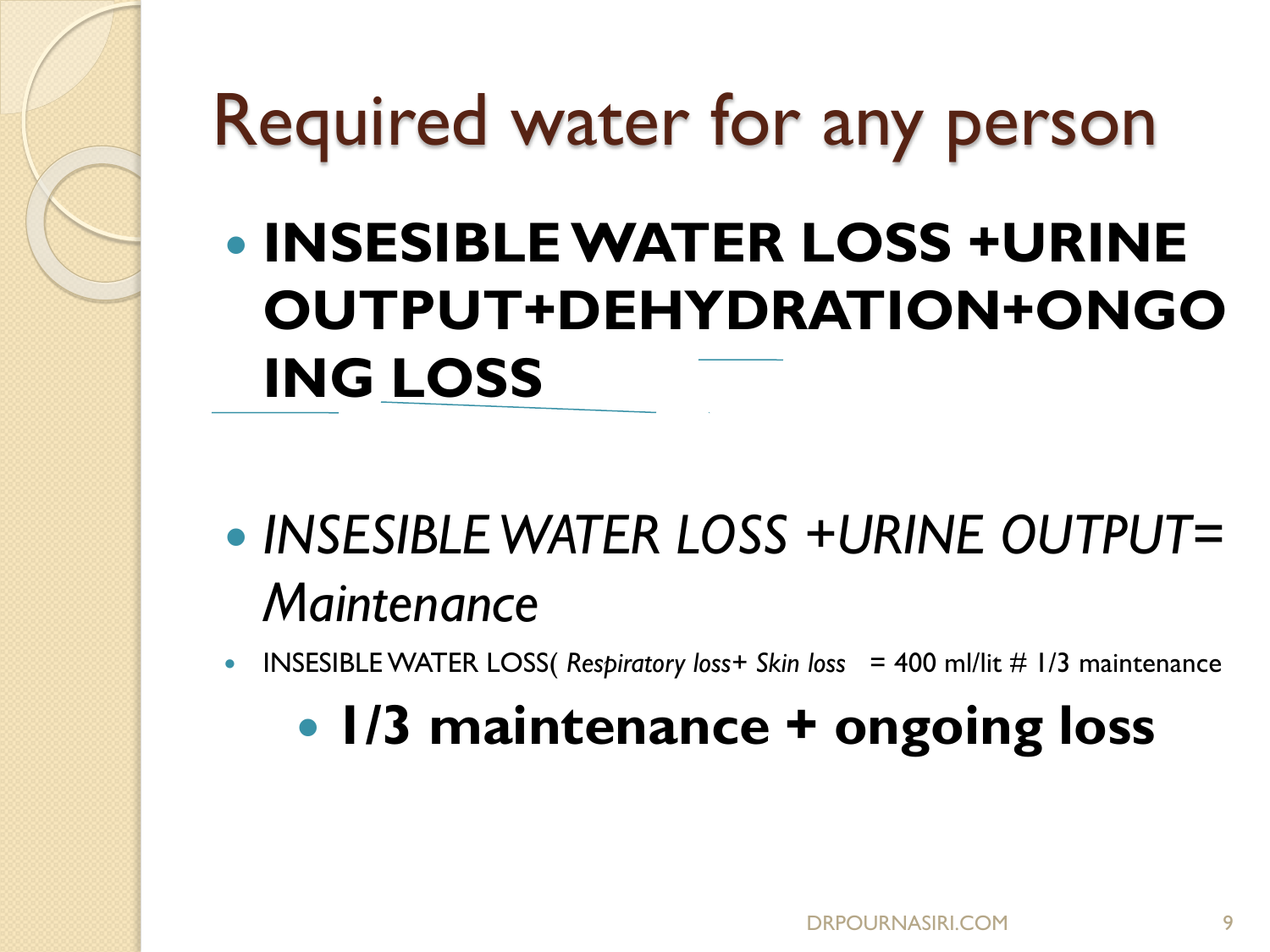# Required water for any person

- **INSESIBLE WATER LOSS +URINE OUTPUT+DEHYDRATION+ONGOING LOSS**

- *INSESIBLE WATER LOSS +URINE OUTPUT= Maintenance*
- INSESIBLE WATER LOSS( *Respiratory loss+ Skin loss* = 400 ml/lit # 1/3 maintenance
  - **1/3 maintenance + ongoing loss**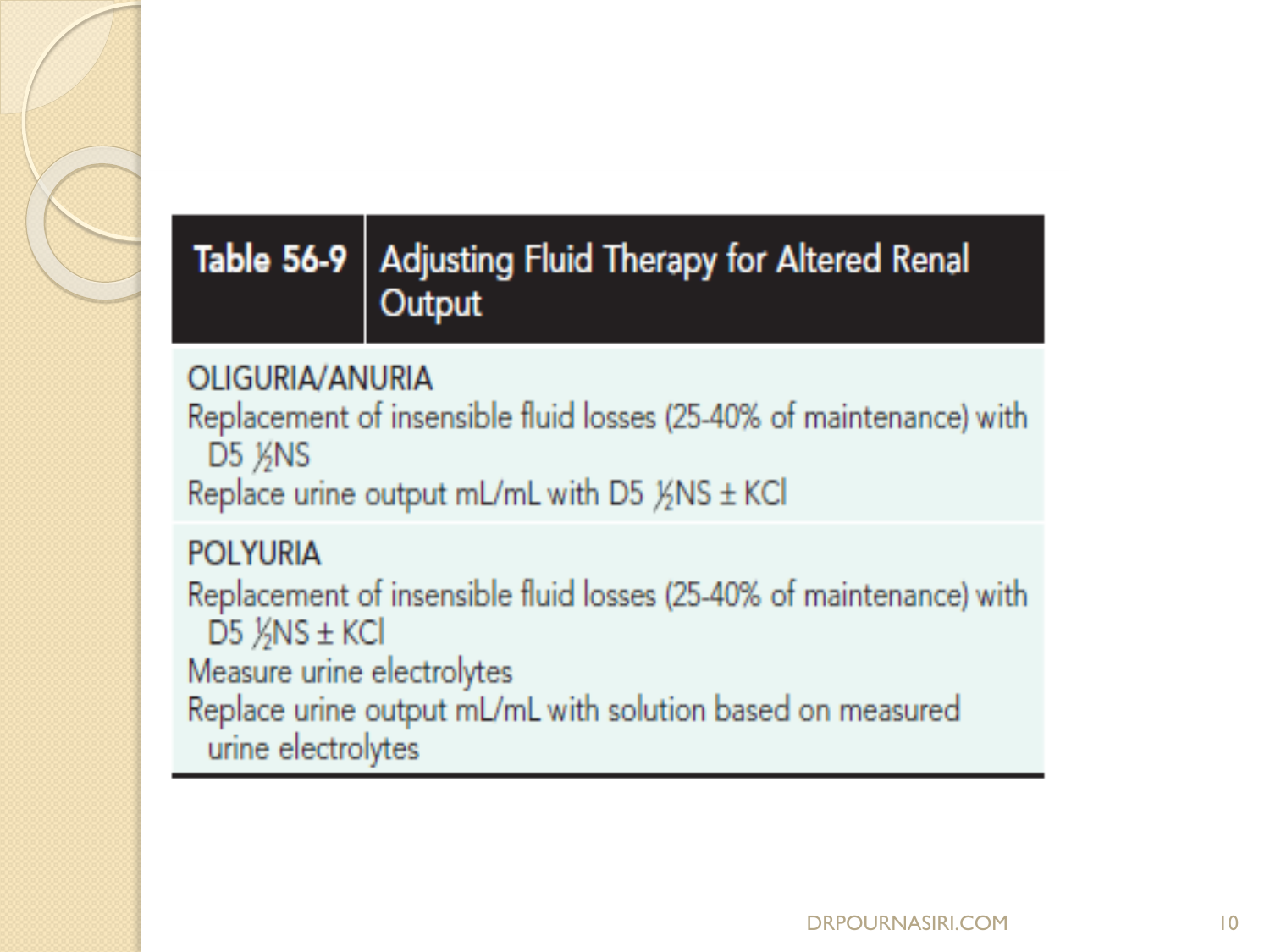| Table 56-9 | Adjusting Fluid Therapy for Altered Renal Output |
|---|---|
| **OLIGURIA/ANURIA** | |
| Replacement of insensible fluid losses (25-40% of maintenance) with D5 ½NS | |
| Replace urine output mL/mL with D5 ½NS ± KCl | |
| **POLYURIA** | |
| Replacement of insensible fluid losses (25-40% of maintenance) with D5 ½NS ± KCl | |
| Measure urine electrolytes | |
| Replace urine output mL/mL with solution based on measured urine electrolytes | |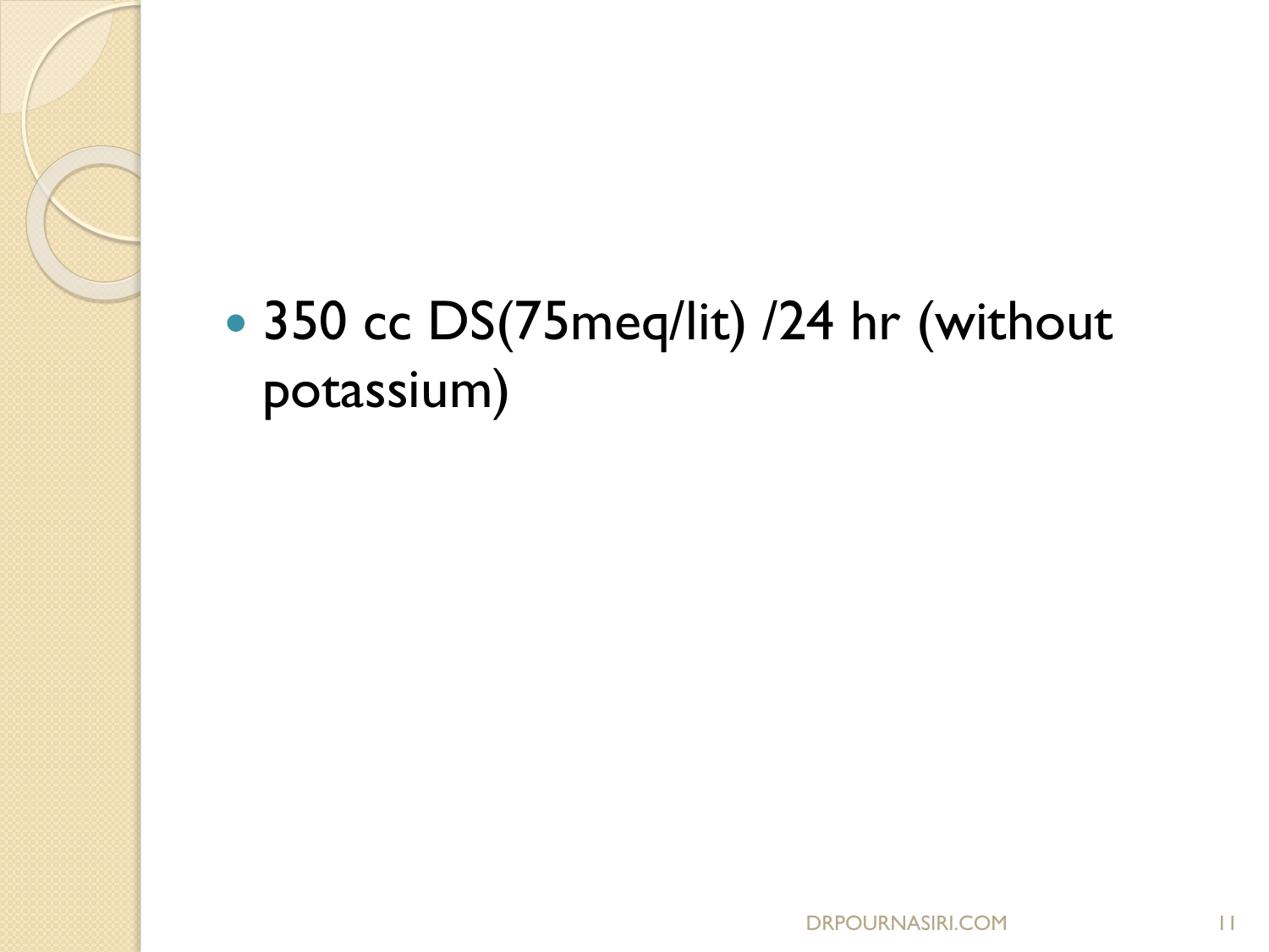- 350 cc DS(75meq/lit) /24 hr (without potassium)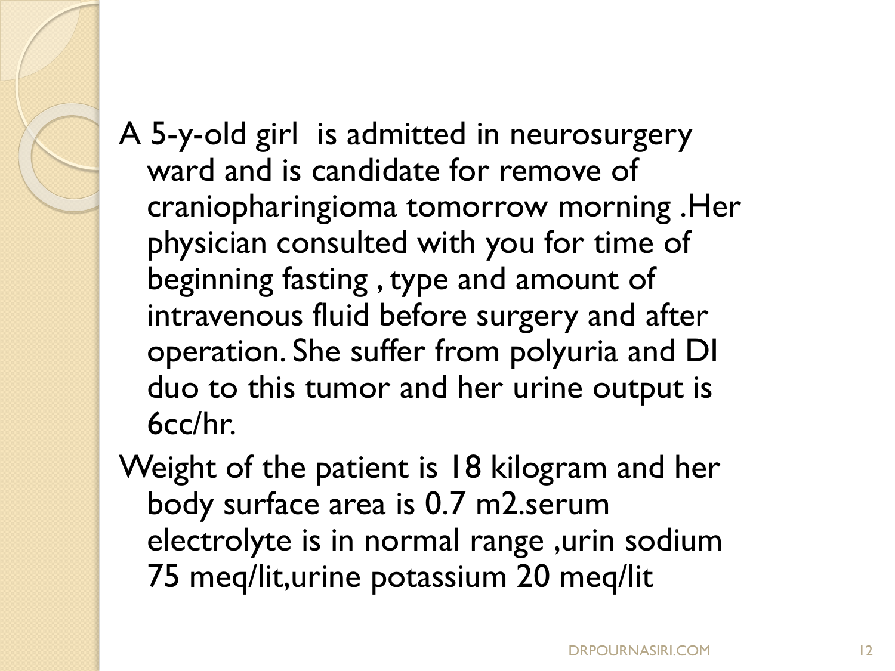A 5-y-old girl is admitted in neurosurgery ward and is candidate for remove of craniopharingioma tomorrow morning .Her physician consulted with you for time of beginning fasting , type and amount of intravenous fluid before surgery and after operation. She suffer from polyuria and DI duo to this tumor and her urine output is 6cc/hr.

Weight of the patient is 18 kilogram and her body surface area is 0.7 m2.serum electrolyte is in normal range ,urin sodium 75 meq/lit,urine potassium 20 meq/lit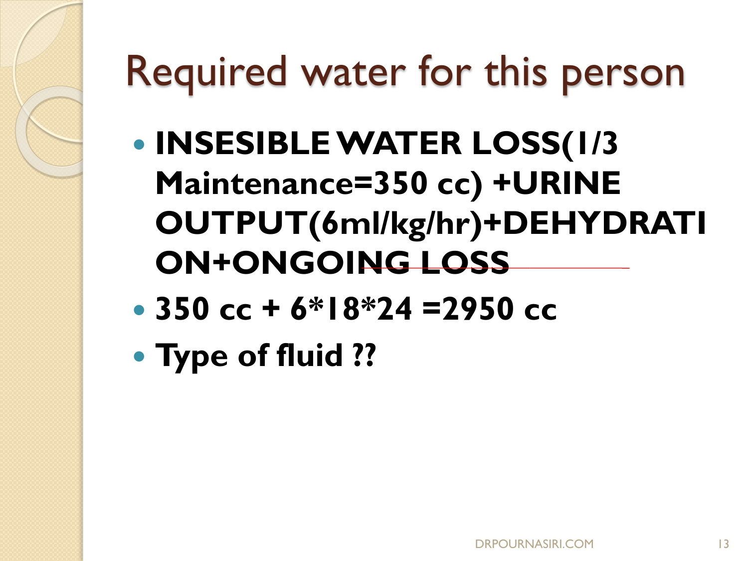# Required water for this person

- **INSESIBLE WATER LOSS(1/3 Maintenance=350 cc) +URINE OUTPUT(6ml/kg/hr)+DEHYDRATION+ONGOING LOSS**
- **350 cc + 6*18*24 =2950 cc**
- **Type of fluid ??**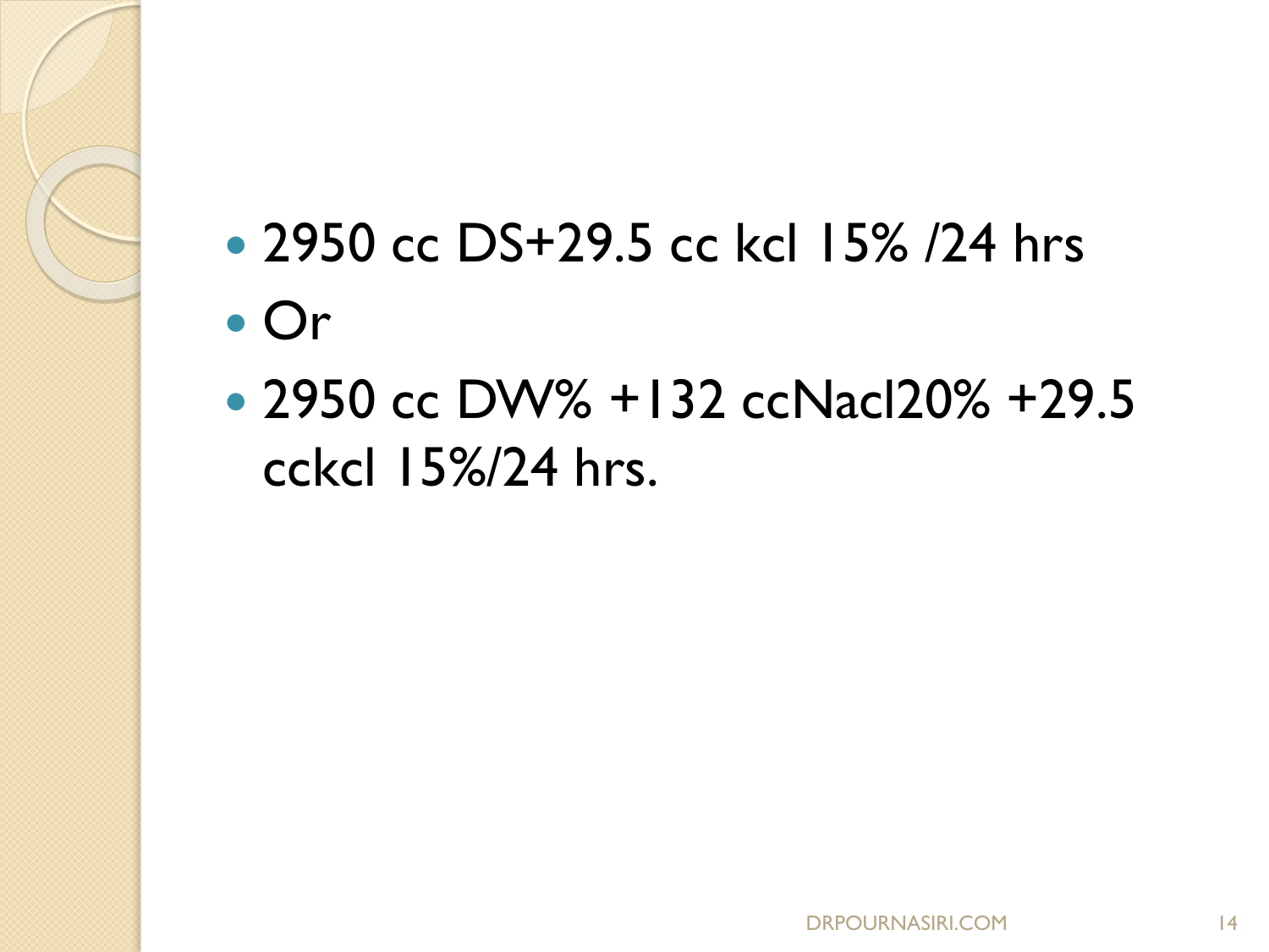- 2950 cc DS+29.5 cc kcl 15% /24 hrs
- Or
- 2950 cc DW% +132 ccNacl20% +29.5 cckcl 15%/24 hrs.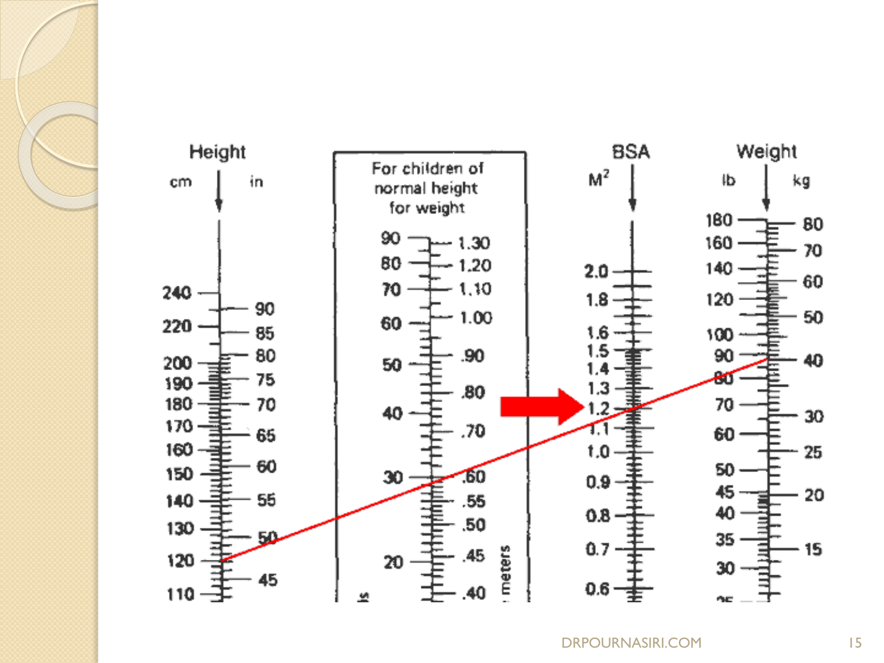Height

cm | in

For children of normal height for weight

BSA

$M^2$

Weight

lb | kg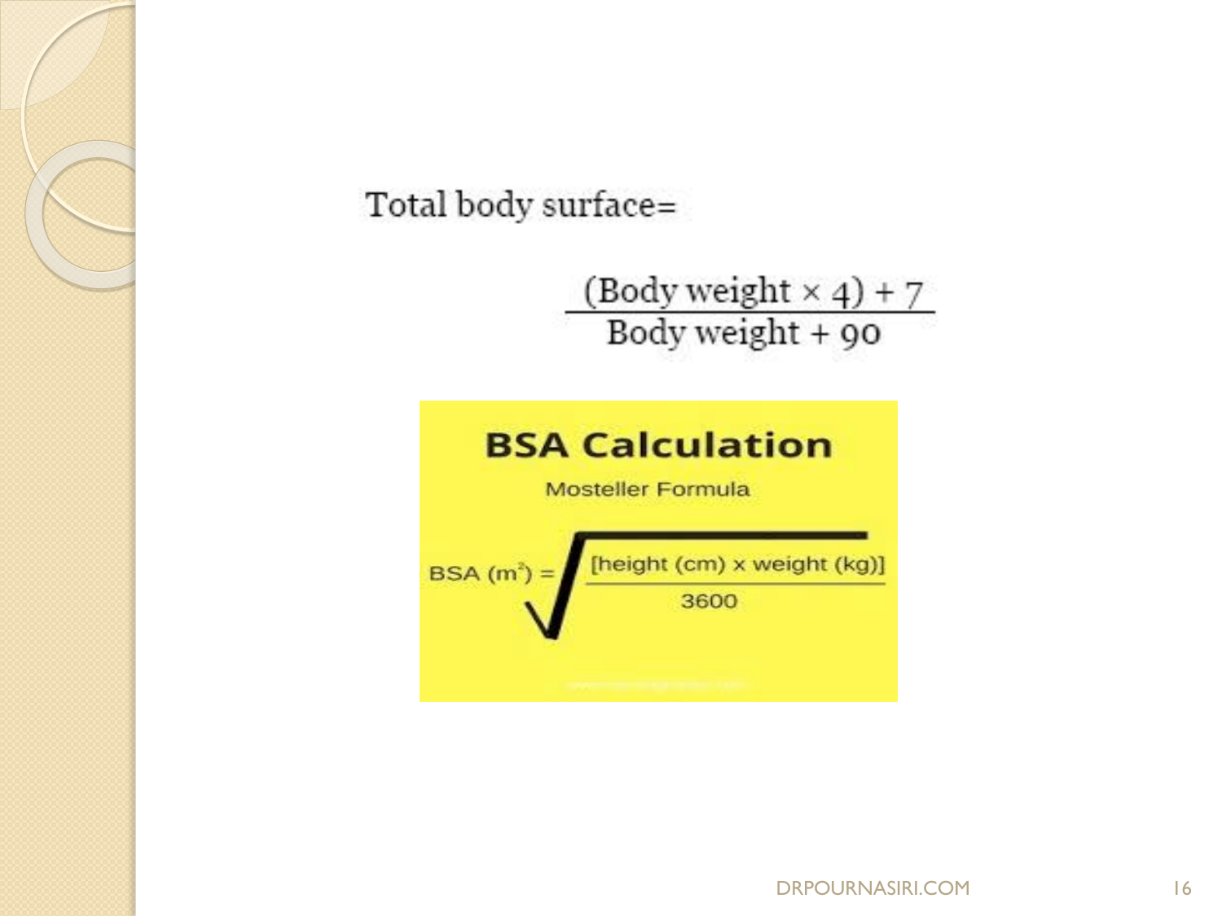Total body surface=

$$\frac{(\text{Body weight} \times 4) + 7}{\text{Body weight} + 90}$$

**BSA Calculation**

Mosteller Formula

$$\text{BSA (m}^2\text{)} = \sqrt{\frac{[\text{height (cm)} \times \text{weight (kg)}]}{3600}}$$